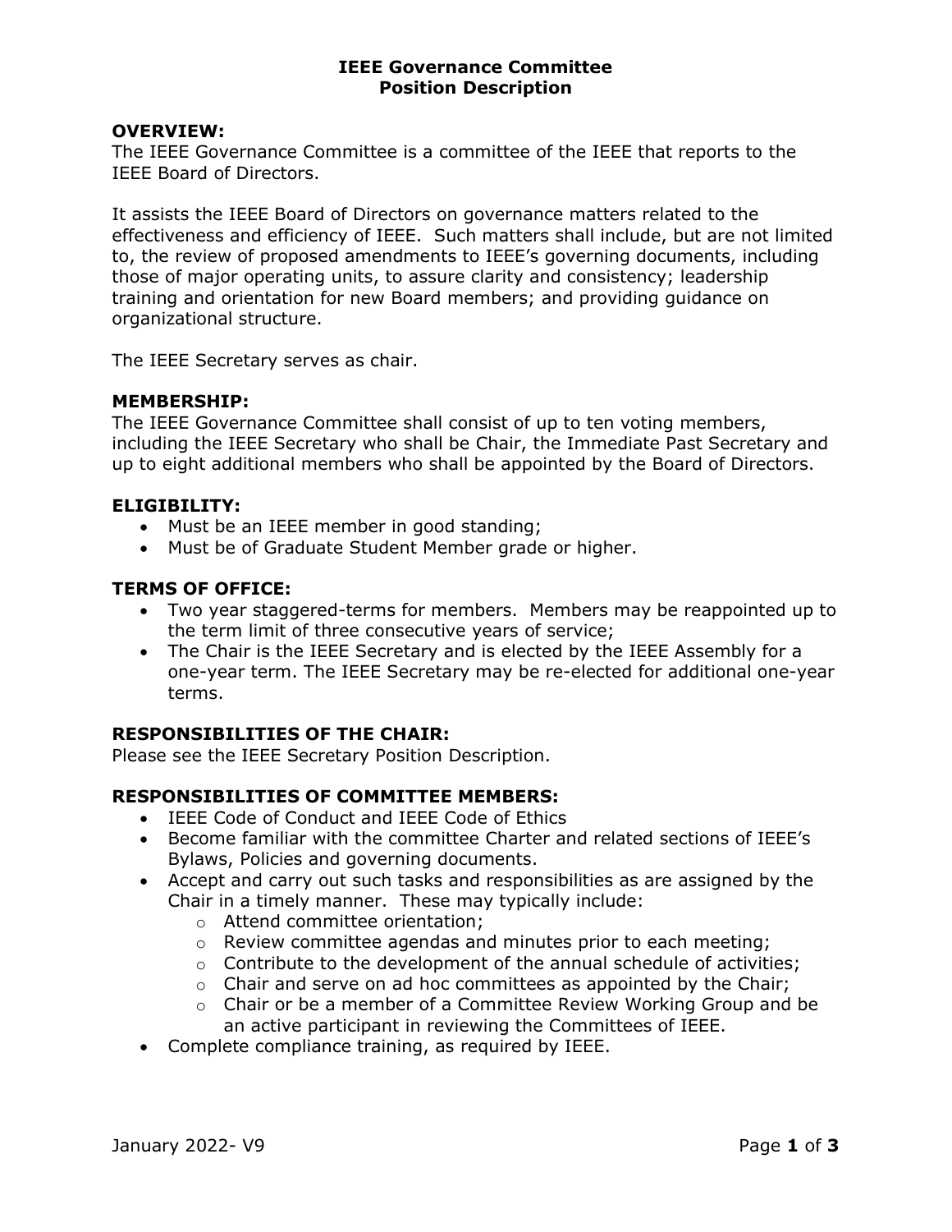# IEEE Governance Committee
# Position Description

## OVERVIEW:

The IEEE Governance Committee is a committee of the IEEE that reports to the IEEE Board of Directors.

It assists the IEEE Board of Directors on governance matters related to the effectiveness and efficiency of IEEE. Such matters shall include, but are not limited to, the review of proposed amendments to IEEE's governing documents, including those of major operating units, to assure clarity and consistency; leadership training and orientation for new Board members; and providing guidance on organizational structure.

The IEEE Secretary serves as chair.

## MEMBERSHIP:

The IEEE Governance Committee shall consist of up to ten voting members, including the IEEE Secretary who shall be Chair, the Immediate Past Secretary and up to eight additional members who shall be appointed by the Board of Directors.

## ELIGIBILITY:

- Must be an IEEE member in good standing;
- Must be of Graduate Student Member grade or higher.

## TERMS OF OFFICE:

- Two year staggered-terms for members. Members may be reappointed up to the term limit of three consecutive years of service;
- The Chair is the IEEE Secretary and is elected by the IEEE Assembly for a one-year term. The IEEE Secretary may be re-elected for additional one-year terms.

## RESPONSIBILITIES OF THE CHAIR:

Please see the IEEE Secretary Position Description.

## RESPONSIBILITIES OF COMMITTEE MEMBERS:

- IEEE Code of Conduct and IEEE Code of Ethics
- Become familiar with the committee Charter and related sections of IEEE's Bylaws, Policies and governing documents.
- Accept and carry out such tasks and responsibilities as are assigned by the Chair in a timely manner. These may typically include:
  - Attend committee orientation;
  - Review committee agendas and minutes prior to each meeting;
  - Contribute to the development of the annual schedule of activities;
  - Chair and serve on ad hoc committees as appointed by the Chair;
  - Chair or be a member of a Committee Review Working Group and be an active participant in reviewing the Committees of IEEE.
- Complete compliance training, as required by IEEE.

January 2022- V9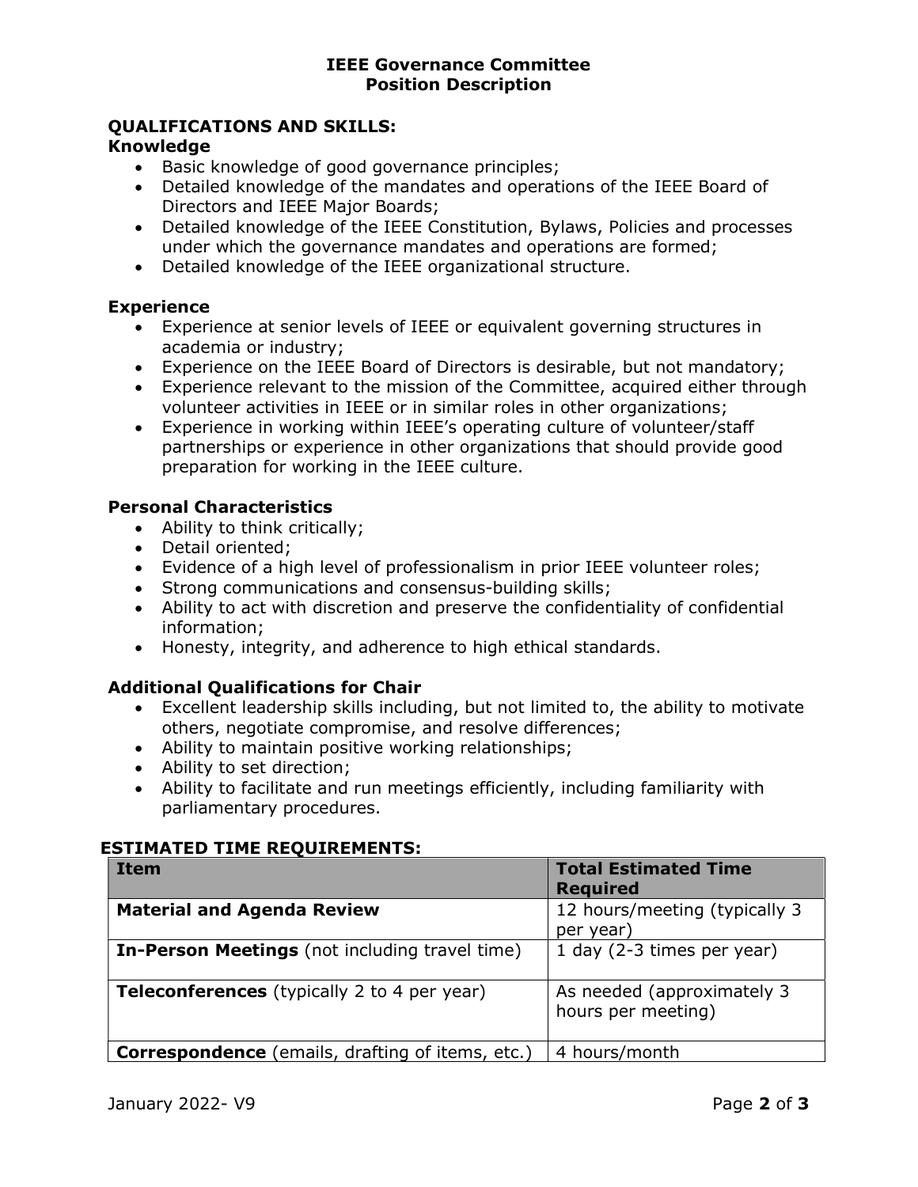## QUALIFICATIONS AND SKILLS:

### Knowledge

- Basic knowledge of good governance principles;
- Detailed knowledge of the mandates and operations of the IEEE Board of Directors and IEEE Major Boards;
- Detailed knowledge of the IEEE Constitution, Bylaws, Policies and processes under which the governance mandates and operations are formed;
- Detailed knowledge of the IEEE organizational structure.

### Experience

- Experience at senior levels of IEEE or equivalent governing structures in academia or industry;
- Experience on the IEEE Board of Directors is desirable, but not mandatory;
- Experience relevant to the mission of the Committee, acquired either through volunteer activities in IEEE or in similar roles in other organizations;
- Experience in working within IEEE's operating culture of volunteer/staff partnerships or experience in other organizations that should provide good preparation for working in the IEEE culture.

### Personal Characteristics

- Ability to think critically;
- Detail oriented;
- Evidence of a high level of professionalism in prior IEEE volunteer roles;
- Strong communications and consensus-building skills;
- Ability to act with discretion and preserve the confidentiality of confidential information;
- Honesty, integrity, and adherence to high ethical standards.

### Additional Qualifications for Chair

- Excellent leadership skills including, but not limited to, the ability to motivate others, negotiate compromise, and resolve differences;
- Ability to maintain positive working relationships;
- Ability to set direction;
- Ability to facilitate and run meetings efficiently, including familiarity with parliamentary procedures.

## ESTIMATED TIME REQUIREMENTS:

| Item | Total Estimated Time Required |
|---|---|
| **Material and Agenda Review** | 12 hours/meeting (typically 3 per year) |
| **In-Person Meetings** (not including travel time) | 1 day (2-3 times per year) |
| **Teleconferences** (typically 2 to 4 per year) | As needed (approximately 3 hours per meeting) |
| **Correspondence** (emails, drafting of items, etc.) | 4 hours/month |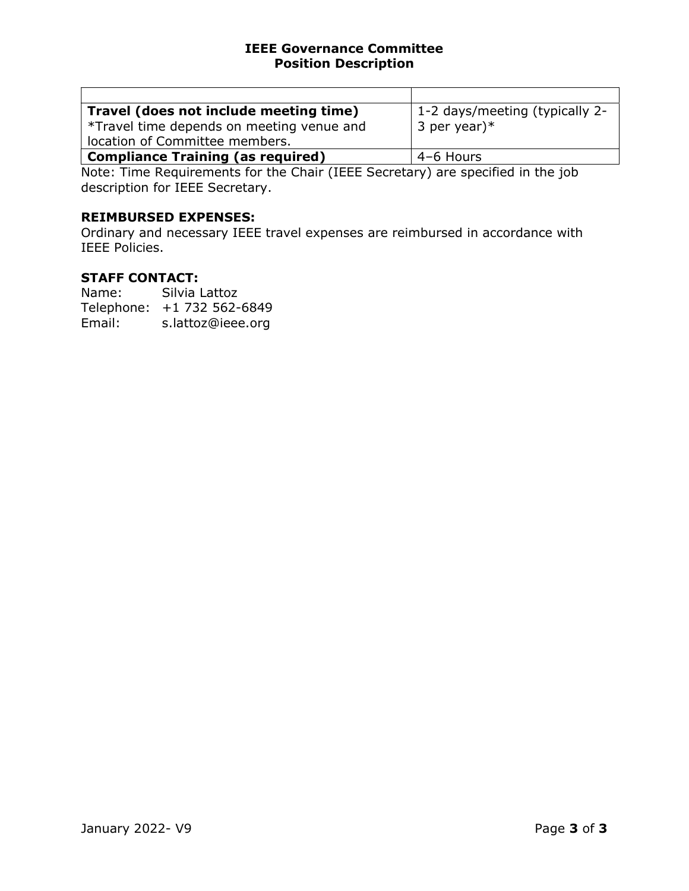| | |
|---|---|
| **Travel (does not include meeting time)** *Travel time depends on meeting venue and location of Committee members. | 1-2 days/meeting (typically 2-3 per year)* |
| **Compliance Training (as required)** | 4–6 Hours |

Note: Time Requirements for the Chair (IEEE Secretary) are specified in the job description for IEEE Secretary.

**REIMBURSED EXPENSES:**

Ordinary and necessary IEEE travel expenses are reimbursed in accordance with IEEE Policies.

**STAFF CONTACT:**

Name: Silvia Lattoz
Telephone: +1 732 562-6849
Email: s.lattoz@ieee.org

January 2022- V9